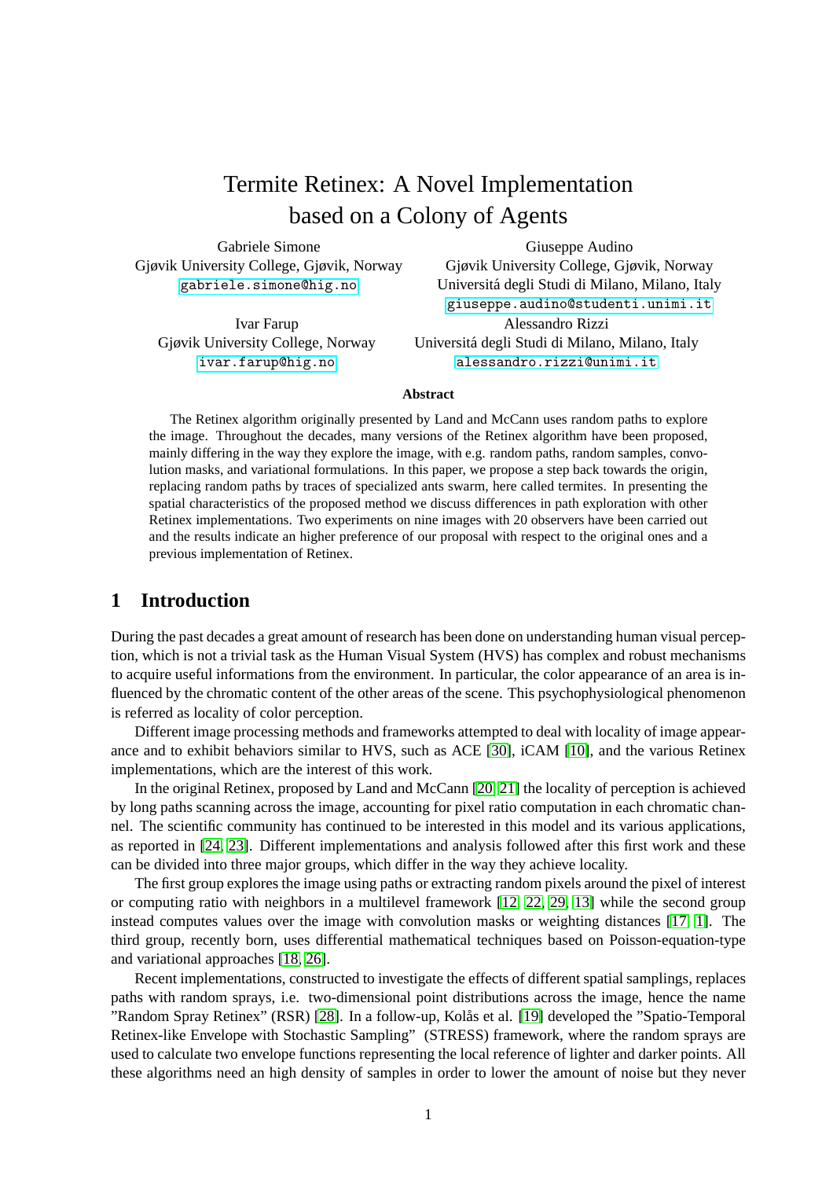// Termite Retinex: A Novel Implementation based on a Colony of Agents

Gabriele Simone
Gjøvik University College, Gjøvik, Norway
gabriele.simone@hig.no

Giuseppe Audino
Gjøvik University College, Gjøvik, Norway
Universitá degli Studi di Milano, Milano, Italy
giuseppe.audino@studenti.unimi.it

Ivar Farup
Gjøvik University College, Norway
ivar.farup@hig.no

Alessandro Rizzi
Universitá degli Studi di Milano, Milano, Italy
alessandro.rizzi@unimi.it

**Abstract**

The Retinex algorithm originally presented by Land and McCann uses random paths to explore the image. Throughout the decades, many versions of the Retinex algorithm have been proposed, mainly differing in the way they explore the image, with e.g. random paths, random samples, convolution masks, and variational formulations. In this paper, we propose a step back towards the origin, replacing random paths by traces of specialized ants swarm, here called termites. In presenting the spatial characteristics of the proposed method we discuss differences in path exploration with other Retinex implementations. Two experiments on nine images with 20 observers have been carried out and the results indicate an higher preference of our proposal with respect to the original ones and a previous implementation of Retinex.

## 1 Introduction

During the past decades a great amount of research has been done on understanding human visual perception, which is not a trivial task as the Human Visual System (HVS) has complex and robust mechanisms to acquire useful informations from the environment. In particular, the color appearance of an area is influenced by the chromatic content of the other areas of the scene. This psychophysiological phenomenon is referred as locality of color perception.

Different image processing methods and frameworks attempted to deal with locality of image appearance and to exhibit behaviors similar to HVS, such as ACE [30], iCAM [10], and the various Retinex implementations, which are the interest of this work.

In the original Retinex, proposed by Land and McCann [20, 21] the locality of perception is achieved by long paths scanning across the image, accounting for pixel ratio computation in each chromatic channel. The scientific community has continued to be interested in this model and its various applications, as reported in [24, 23]. Different implementations and analysis followed after this first work and these can be divided into three major groups, which differ in the way they achieve locality.

The first group explores the image using paths or extracting random pixels around the pixel of interest or computing ratio with neighbors in a multilevel framework [12, 22, 29, 13] while the second group instead computes values over the image with convolution masks or weighting distances [17, 1]. The third group, recently born, uses differential mathematical techniques based on Poisson-equation-type and variational approaches [18, 26].

Recent implementations, constructed to investigate the effects of different spatial samplings, replaces paths with random sprays, i.e. two-dimensional point distributions across the image, hence the name "Random Spray Retinex" (RSR) [28]. In a follow-up, Kolås et al. [19] developed the "Spatio-Temporal Retinex-like Envelope with Stochastic Sampling" (STRESS) framework, where the random sprays are used to calculate two envelope functions representing the local reference of lighter and darker points. All these algorithms need an high density of samples in order to lower the amount of noise but they never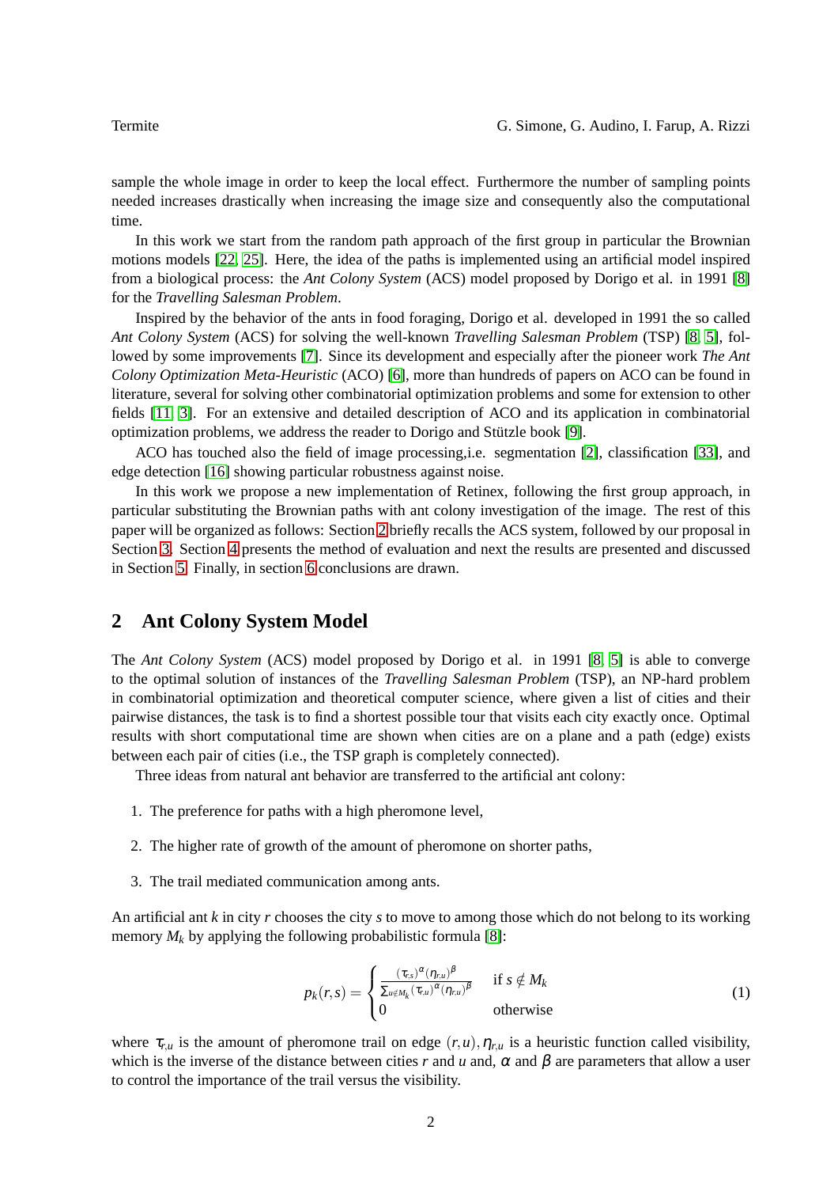sample the whole image in order to keep the local effect. Furthermore the number of sampling points needed increases drastically when increasing the image size and consequently also the computational time.

In this work we start from the random path approach of the first group in particular the Brownian motions models [22, 25]. Here, the idea of the paths is implemented using an artificial model inspired from a biological process: the *Ant Colony System* (ACS) model proposed by Dorigo et al. in 1991 [8] for the *Travelling Salesman Problem*.

Inspired by the behavior of the ants in food foraging, Dorigo et al. developed in 1991 the so called *Ant Colony System* (ACS) for solving the well-known *Travelling Salesman Problem* (TSP) [8, 5], followed by some improvements [7]. Since its development and especially after the pioneer work *The Ant Colony Optimization Meta-Heuristic* (ACO) [6], more than hundreds of papers on ACO can be found in literature, several for solving other combinatorial optimization problems and some for extension to other fields [11, 3]. For an extensive and detailed description of ACO and its application in combinatorial optimization problems, we address the reader to Dorigo and Stützle book [9].

ACO has touched also the field of image processing,i.e. segmentation [2], classification [33], and edge detection [16] showing particular robustness against noise.

In this work we propose a new implementation of Retinex, following the first group approach, in particular substituting the Brownian paths with ant colony investigation of the image. The rest of this paper will be organized as follows: Section 2 briefly recalls the ACS system, followed by our proposal in Section 3. Section 4 presents the method of evaluation and next the results are presented and discussed in Section 5. Finally, in section 6 conclusions are drawn.

## 2 Ant Colony System Model

The *Ant Colony System* (ACS) model proposed by Dorigo et al. in 1991 [8, 5] is able to converge to the optimal solution of instances of the *Travelling Salesman Problem* (TSP), an NP-hard problem in combinatorial optimization and theoretical computer science, where given a list of cities and their pairwise distances, the task is to find a shortest possible tour that visits each city exactly once. Optimal results with short computational time are shown when cities are on a plane and a path (edge) exists between each pair of cities (i.e., the TSP graph is completely connected).

Three ideas from natural ant behavior are transferred to the artificial ant colony:

1. The preference for paths with a high pheromone level,
2. The higher rate of growth of the amount of pheromone on shorter paths,
3. The trail mediated communication among ants.

An artificial ant $k$ in city $r$ chooses the city $s$ to move to among those which do not belong to its working memory $M_k$ by applying the following probabilistic formula [8]:

$$p_k(r,s) = \begin{cases} \frac{(\tau_{r,s})^{\alpha}(\eta_{r,u})^{\beta}}{\sum_{u \notin M_k}(\tau_{r,u})^{\alpha}(\eta_{r,u})^{\beta}} & \text{if } s \notin M_k \\ 0 & \text{otherwise} \end{cases} \tag{1}$$

where $\tau_{r,u}$ is the amount of pheromone trail on edge $(r,u)$, $\eta_{r,u}$ is a heuristic function called visibility, which is the inverse of the distance between cities $r$ and $u$ and, $\alpha$ and $\beta$ are parameters that allow a user to control the importance of the trail versus the visibility.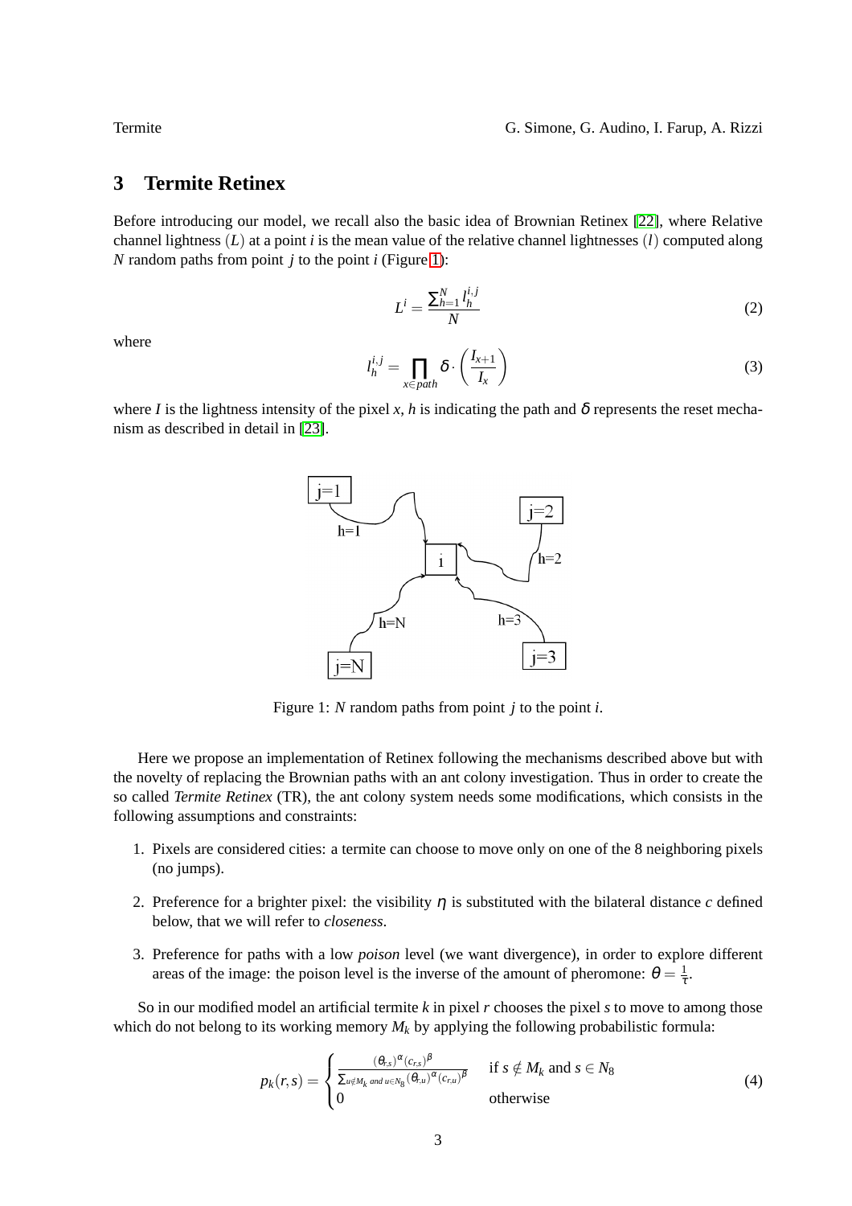## 3 Termite Retinex

Before introducing our model, we recall also the basic idea of Brownian Retinex [22], where Relative channel lightness $(L)$ at a point $i$ is the mean value of the relative channel lightnesses $(l)$ computed along $N$ random paths from point $j$ to the point $i$ (Figure 1):

$$L^i = \frac{\sum_{h=1}^{N} l_h^{i,j}}{N} \tag{2}$$

where

$$l_h^{i,j} = \prod_{x \in path} \delta \cdot \left( \frac{I_{x+1}}{I_x} \right) \tag{3}$$

where $I$ is the lightness intensity of the pixel $x$, $h$ is indicating the path and $\delta$ represents the reset mechanism as described in detail in [23].

Figure 1: $N$ random paths from point $j$ to the point $i$.

Here we propose an implementation of Retinex following the mechanisms described above but with the novelty of replacing the Brownian paths with an ant colony investigation. Thus in order to create the so called *Termite Retinex* (TR), the ant colony system needs some modifications, which consists in the following assumptions and constraints:

1. Pixels are considered cities: a termite can choose to move only on one of the 8 neighboring pixels (no jumps).
2. Preference for a brighter pixel: the visibility $\eta$ is substituted with the bilateral distance $c$ defined below, that we will refer to *closeness*.
3. Preference for paths with a low *poison* level (we want divergence), in order to explore different areas of the image: the poison level is the inverse of the amount of pheromone: $\theta = \frac{1}{\tau}$.

So in our modified model an artificial termite $k$ in pixel $r$ chooses the pixel $s$ to move to among those which do not belong to its working memory $M_k$ by applying the following probabilistic formula:

$$p_k(r,s) = \begin{cases} \frac{(\theta_{r,s})^{\alpha}(c_{r,s})^{\beta}}{\sum_{u \notin M_k \text{ and } u \in N_8} (\theta_{r,u})^{\alpha}(c_{r,u})^{\beta}} & \text{if } s \notin M_k \text{ and } s \in N_8 \\ 0 & \text{otherwise} \end{cases} \tag{4}$$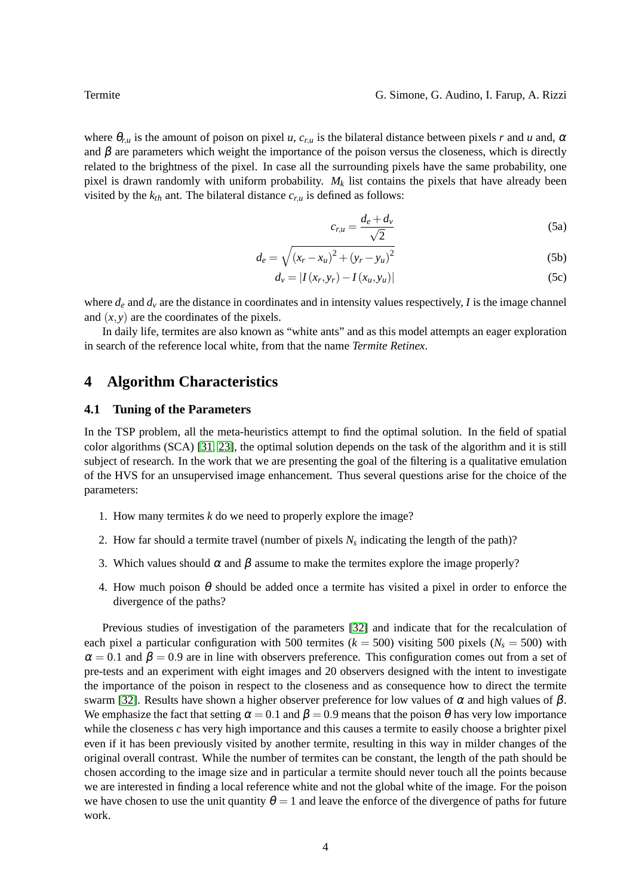where $\theta_{r,u}$ is the amount of poison on pixel $u$, $c_{r,u}$ is the bilateral distance between pixels $r$ and $u$ and, $\alpha$ and $\beta$ are parameters which weight the importance of the poison versus the closeness, which is directly related to the brightness of the pixel. In case all the surrounding pixels have the same probability, one pixel is drawn randomly with uniform probability. $M_k$ list contains the pixels that have already been visited by the $k_{th}$ ant. The bilateral distance $c_{r,u}$ is defined as follows:

$$c_{r,u} = \frac{d_e + d_v}{\sqrt{2}} \tag{5a}$$

$$d_e = \sqrt{(x_r - x_u)^2 + (y_r - y_u)^2} \tag{5b}$$

$$d_v = |I(x_r, y_r) - I(x_u, y_u)| \tag{5c}$$

where $d_e$ and $d_v$ are the distance in coordinates and in intensity values respectively, $I$ is the image channel and $(x, y)$ are the coordinates of the pixels.

In daily life, termites are also known as "white ants" and as this model attempts an eager exploration in search of the reference local white, from that the name *Termite Retinex*.

## 4 Algorithm Characteristics

### 4.1 Tuning of the Parameters

In the TSP problem, all the meta-heuristics attempt to find the optimal solution. In the field of spatial color algorithms (SCA) [31, 23], the optimal solution depends on the task of the algorithm and it is still subject of research. In the work that we are presenting the goal of the filtering is a qualitative emulation of the HVS for an unsupervised image enhancement. Thus several questions arise for the choice of the parameters:

1. How many termites $k$ do we need to properly explore the image?
2. How far should a termite travel (number of pixels $N_s$ indicating the length of the path)?
3. Which values should $\alpha$ and $\beta$ assume to make the termites explore the image properly?
4. How much poison $\theta$ should be added once a termite has visited a pixel in order to enforce the divergence of the paths?

Previous studies of investigation of the parameters [32] and indicate that for the recalculation of each pixel a particular configuration with 500 termites ($k = 500$) visiting 500 pixels ($N_s = 500$) with $\alpha = 0.1$ and $\beta = 0.9$ are in line with observers preference. This configuration comes out from a set of pre-tests and an experiment with eight images and 20 observers designed with the intent to investigate the importance of the poison in respect to the closeness and as consequence how to direct the termite swarm [32]. Results have shown a higher observer preference for low values of $\alpha$ and high values of $\beta$. We emphasize the fact that setting $\alpha = 0.1$ and $\beta = 0.9$ means that the poison $\theta$ has very low importance while the closeness $c$ has very high importance and this causes a termite to easily choose a brighter pixel even if it has been previously visited by another termite, resulting in this way in milder changes of the original overall contrast. While the number of termites can be constant, the length of the path should be chosen according to the image size and in particular a termite should never touch all the points because we are interested in finding a local reference white and not the global white of the image. For the poison we have chosen to use the unit quantity $\theta = 1$ and leave the enforce of the divergence of paths for future work.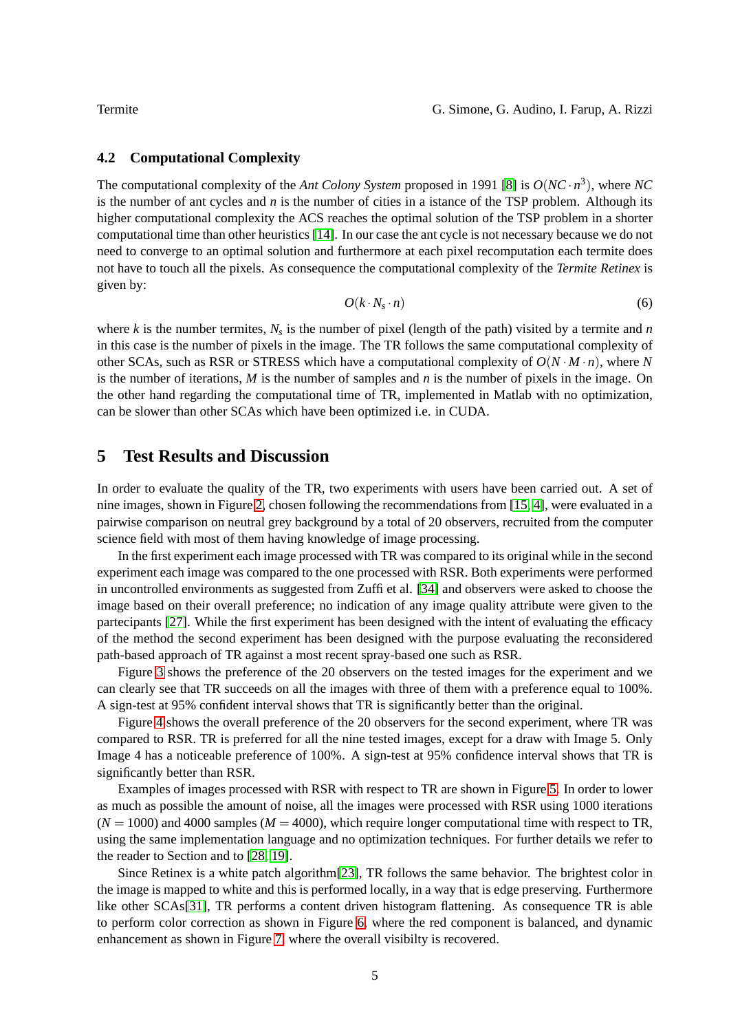### 4.2 Computational Complexity

The computational complexity of the *Ant Colony System* proposed in 1991 [8] is $O(NC \cdot n^3)$, where $NC$ is the number of ant cycles and $n$ is the number of cities in a istance of the TSP problem. Although its higher computational complexity the ACS reaches the optimal solution of the TSP problem in a shorter computational time than other heuristics [14]. In our case the ant cycle is not necessary because we do not need to converge to an optimal solution and furthermore at each pixel recomputation each termite does not have to touch all the pixels. As consequence the computational complexity of the *Termite Retinex* is given by:

$$O(k \cdot N_s \cdot n) \tag{6}$$

where $k$ is the number termites, $N_s$ is the number of pixel (length of the path) visited by a termite and $n$ in this case is the number of pixels in the image. The TR follows the same computational complexity of other SCAs, such as RSR or STRESS which have a computational complexity of $O(N \cdot M \cdot n)$, where $N$ is the number of iterations, $M$ is the number of samples and $n$ is the number of pixels in the image. On the other hand regarding the computational time of TR, implemented in Matlab with no optimization, can be slower than other SCAs which have been optimized i.e. in CUDA.

## 5 Test Results and Discussion

In order to evaluate the quality of the TR, two experiments with users have been carried out. A set of nine images, shown in Figure 2, chosen following the recommendations from [15, 4], were evaluated in a pairwise comparison on neutral grey background by a total of 20 observers, recruited from the computer science field with most of them having knowledge of image processing.

In the first experiment each image processed with TR was compared to its original while in the second experiment each image was compared to the one processed with RSR. Both experiments were performed in uncontrolled environments as suggested from Zuffi et al. [34] and observers were asked to choose the image based on their overall preference; no indication of any image quality attribute were given to the partecipants [27]. While the first experiment has been designed with the intent of evaluating the efficacy of the method the second experiment has been designed with the purpose evaluating the reconsidered path-based approach of TR against a most recent spray-based one such as RSR.

Figure 3 shows the preference of the 20 observers on the tested images for the experiment and we can clearly see that TR succeeds on all the images with three of them with a preference equal to 100%. A sign-test at 95% confident interval shows that TR is significantly better than the original.

Figure 4 shows the overall preference of the 20 observers for the second experiment, where TR was compared to RSR. TR is preferred for all the nine tested images, except for a draw with Image 5. Only Image 4 has a noticeable preference of 100%. A sign-test at 95% confidence interval shows that TR is significantly better than RSR.

Examples of images processed with RSR with respect to TR are shown in Figure 5. In order to lower as much as possible the amount of noise, all the images were processed with RSR using 1000 iterations ($N = 1000$) and 4000 samples ($M = 4000$), which require longer computational time with respect to TR, using the same implementation language and no optimization techniques. For further details we refer to the reader to Section and to [28, 19].

Since Retinex is a white patch algorithm[23], TR follows the same behavior. The brightest color in the image is mapped to white and this is performed locally, in a way that is edge preserving. Furthermore like other SCAs[31], TR performs a content driven histogram flattening. As consequence TR is able to perform color correction as shown in Figure 6, where the red component is balanced, and dynamic enhancement as shown in Figure 7, where the overall visibilty is recovered.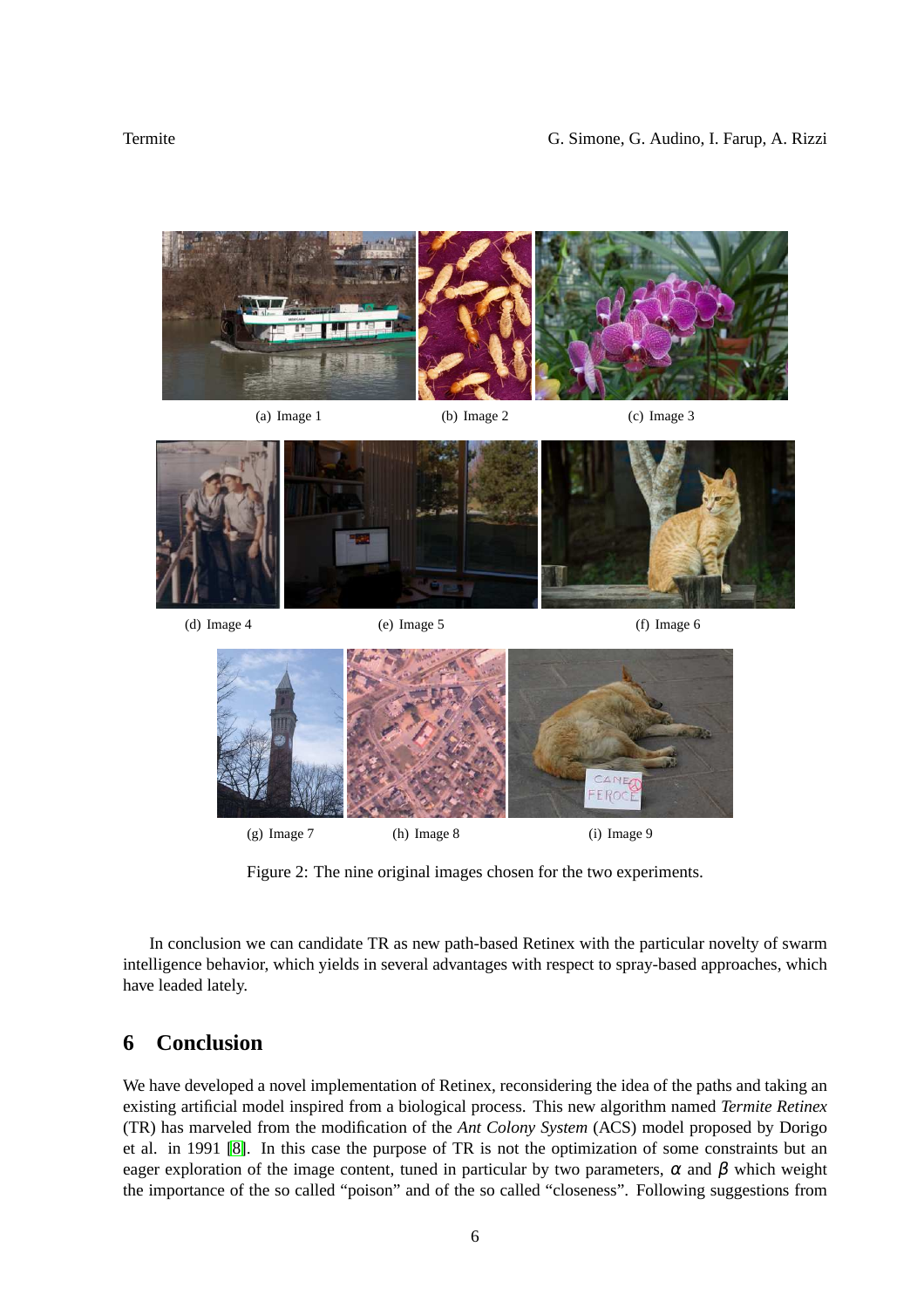(a) Image 1 (b) Image 2 (c) Image 3

(d) Image 4 (e) Image 5 (f) Image 6

(g) Image 7 (h) Image 8 (i) Image 9

Figure 2: The nine original images chosen for the two experiments.

In conclusion we can candidate TR as new path-based Retinex with the particular novelty of swarm intelligence behavior, which yields in several advantages with respect to spray-based approaches, which have leaded lately.

## 6 Conclusion

We have developed a novel implementation of Retinex, reconsidering the idea of the paths and taking an existing artificial model inspired from a biological process. This new algorithm named *Termite Retinex* (TR) has marveled from the modification of the *Ant Colony System* (ACS) model proposed by Dorigo et al. in 1991 [8]. In this case the purpose of TR is not the optimization of some constraints but an eager exploration of the image content, tuned in particular by two parameters, $\alpha$ and $\beta$ which weight the importance of the so called "poison" and of the so called "closeness". Following suggestions from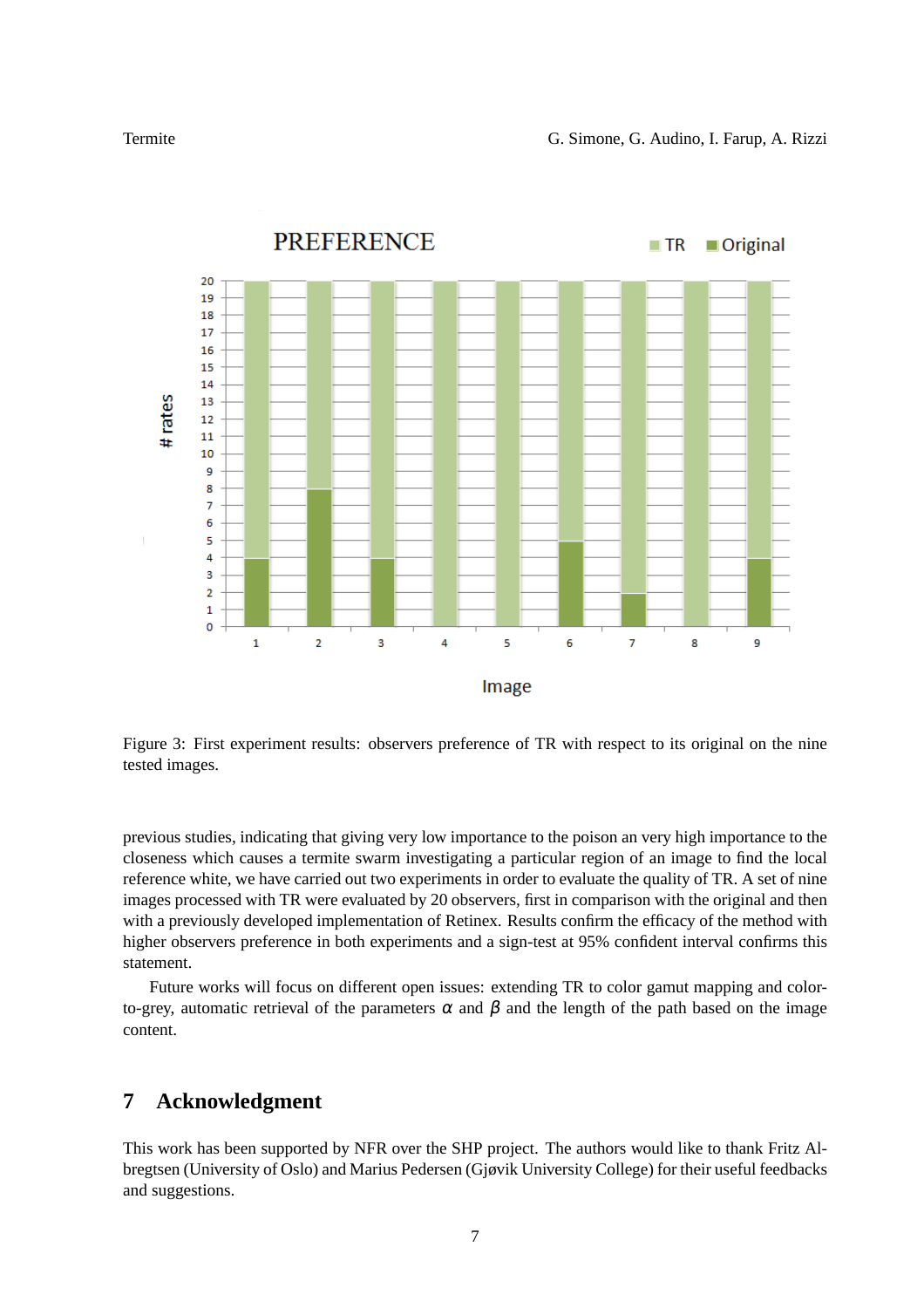Figure 3: First experiment results: observers preference of TR with respect to its original on the nine tested images.

previous studies, indicating that giving very low importance to the poison an very high importance to the closeness which causes a termite swarm investigating a particular region of an image to find the local reference white, we have carried out two experiments in order to evaluate the quality of TR. A set of nine images processed with TR were evaluated by 20 observers, first in comparison with the original and then with a previously developed implementation of Retinex. Results confirm the efficacy of the method with higher observers preference in both experiments and a sign-test at 95% confident interval confirms this statement.

Future works will focus on different open issues: extending TR to color gamut mapping and color-to-grey, automatic retrieval of the parameters $\alpha$ and $\beta$ and the length of the path based on the image content.

## 7 Acknowledgment

This work has been supported by NFR over the SHP project. The authors would like to thank Fritz Albregtsen (University of Oslo) and Marius Pedersen (Gjøvik University College) for their useful feedbacks and suggestions.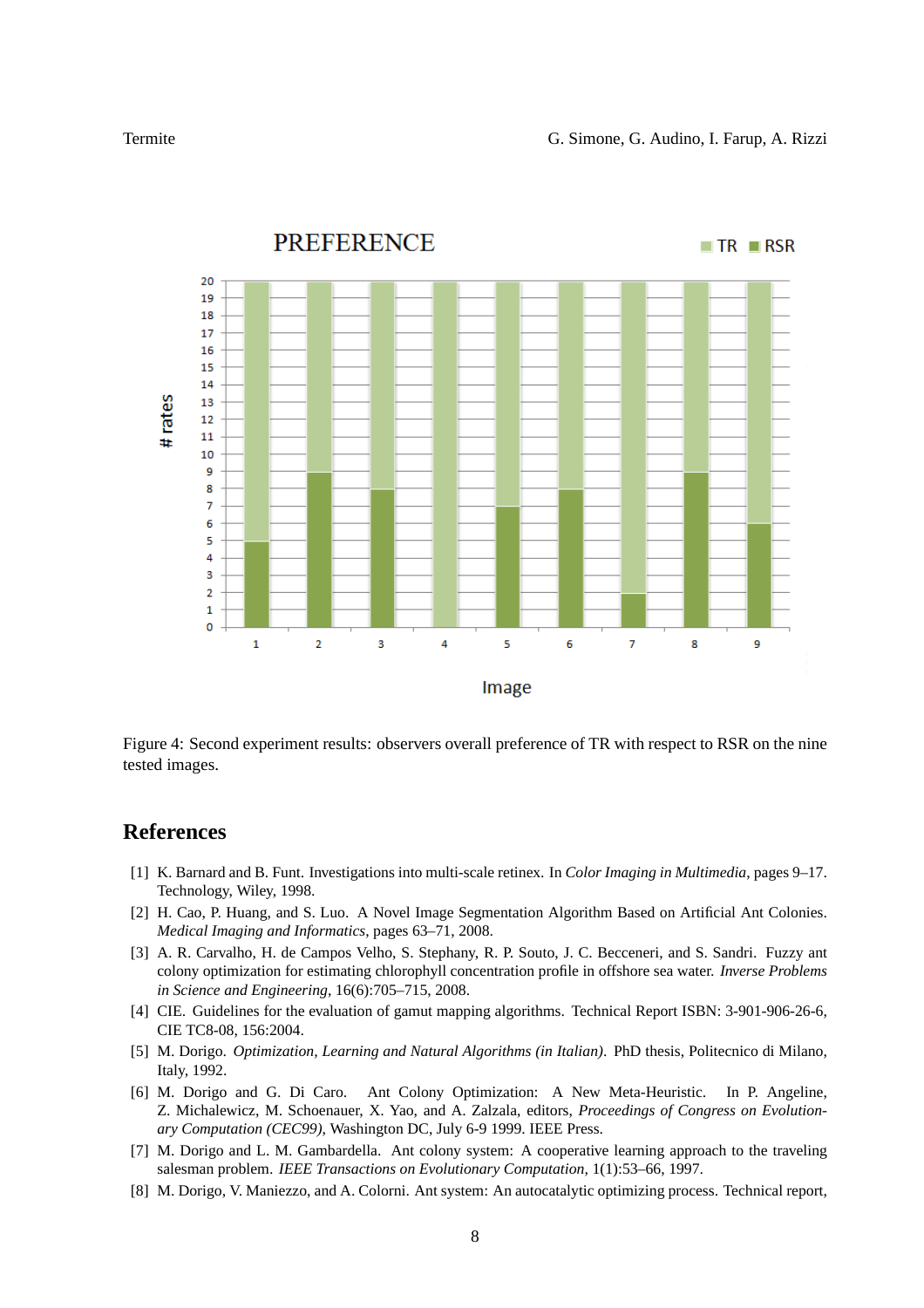Figure 4: Second experiment results: observers overall preference of TR with respect to RSR on the nine tested images.

## References

[1] K. Barnard and B. Funt. Investigations into multi-scale retinex. In *Color Imaging in Multimedia*, pages 9–17. Technology, Wiley, 1998.

[2] H. Cao, P. Huang, and S. Luo. A Novel Image Segmentation Algorithm Based on Artificial Ant Colonies. *Medical Imaging and Informatics*, pages 63–71, 2008.

[3] A. R. Carvalho, H. de Campos Velho, S. Stephany, R. P. Souto, J. C. Becceneri, and S. Sandri. Fuzzy ant colony optimization for estimating chlorophyll concentration profile in offshore sea water. *Inverse Problems in Science and Engineering*, 16(6):705–715, 2008.

[4] CIE. Guidelines for the evaluation of gamut mapping algorithms. Technical Report ISBN: 3-901-906-26-6, CIE TC8-08, 156:2004.

[5] M. Dorigo. *Optimization, Learning and Natural Algorithms (in Italian)*. PhD thesis, Politecnico di Milano, Italy, 1992.

[6] M. Dorigo and G. Di Caro. Ant Colony Optimization: A New Meta-Heuristic. In P. Angeline, Z. Michalewicz, M. Schoenauer, X. Yao, and A. Zalzala, editors, *Proceedings of Congress on Evolutionary Computation (CEC99)*, Washington DC, July 6-9 1999. IEEE Press.

[7] M. Dorigo and L. M. Gambardella. Ant colony system: A cooperative learning approach to the traveling salesman problem. *IEEE Transactions on Evolutionary Computation*, 1(1):53–66, 1997.

[8] M. Dorigo, V. Maniezzo, and A. Colorni. Ant system: An autocatalytic optimizing process. Technical report,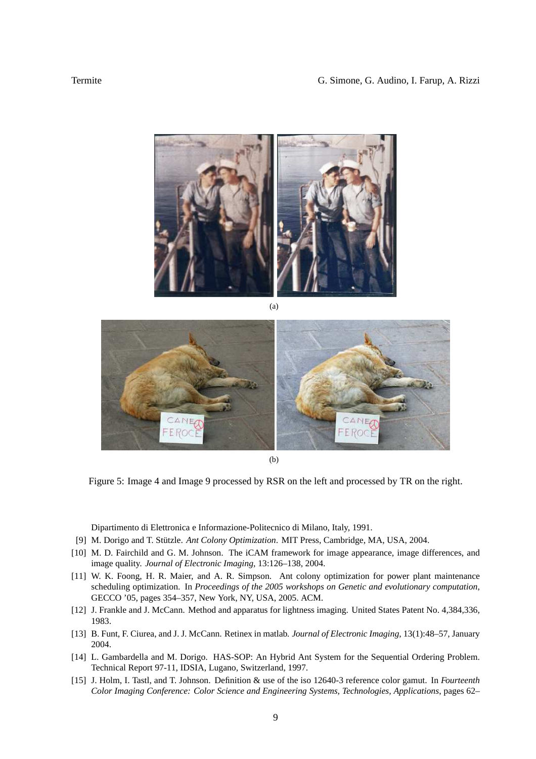(a)

(b)

Figure 5: Image 4 and Image 9 processed by RSR on the left and processed by TR on the right.

Dipartimento di Elettronica e Informazione-Politecnico di Milano, Italy, 1991.

[9] M. Dorigo and T. Stützle. *Ant Colony Optimization*. MIT Press, Cambridge, MA, USA, 2004.

[10] M. D. Fairchild and G. M. Johnson. The iCAM framework for image appearance, image differences, and image quality. *Journal of Electronic Imaging*, 13:126–138, 2004.

[11] W. K. Foong, H. R. Maier, and A. R. Simpson. Ant colony optimization for power plant maintenance scheduling optimization. In *Proceedings of the 2005 workshops on Genetic and evolutionary computation*, GECCO '05, pages 354–357, New York, NY, USA, 2005. ACM.

[12] J. Frankle and J. McCann. Method and apparatus for lightness imaging. United States Patent No. 4,384,336, 1983.

[13] B. Funt, F. Ciurea, and J. J. McCann. Retinex in matlab. *Journal of Electronic Imaging*, 13(1):48–57, January 2004.

[14] L. Gambardella and M. Dorigo. HAS-SOP: An Hybrid Ant System for the Sequential Ordering Problem. Technical Report 97-11, IDSIA, Lugano, Switzerland, 1997.

[15] J. Holm, I. Tastl, and T. Johnson. Definition & use of the iso 12640-3 reference color gamut. In *Fourteenth Color Imaging Conference: Color Science and Engineering Systems, Technologies, Applications*, pages 62–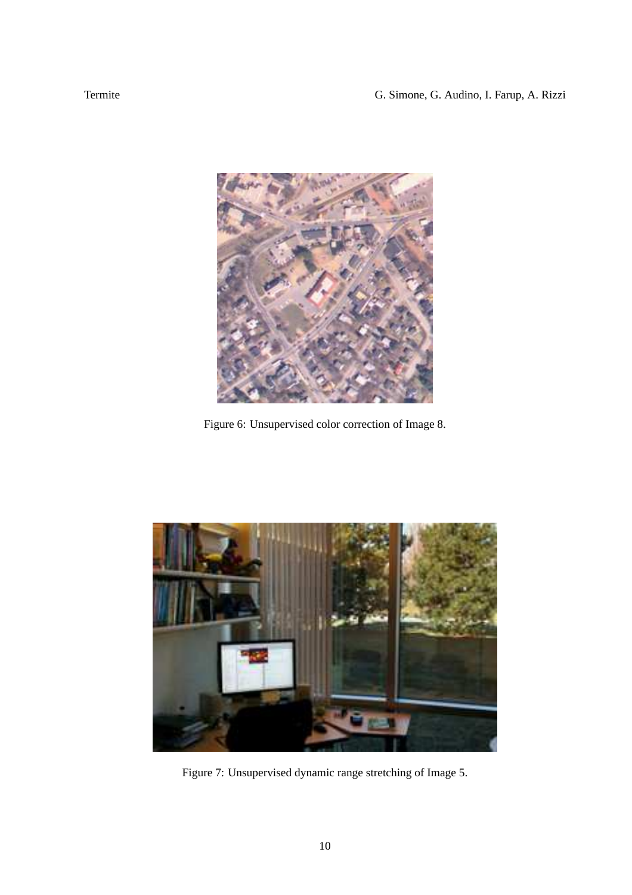Figure 6: Unsupervised color correction of Image 8.

Figure 7: Unsupervised dynamic range stretching of Image 5.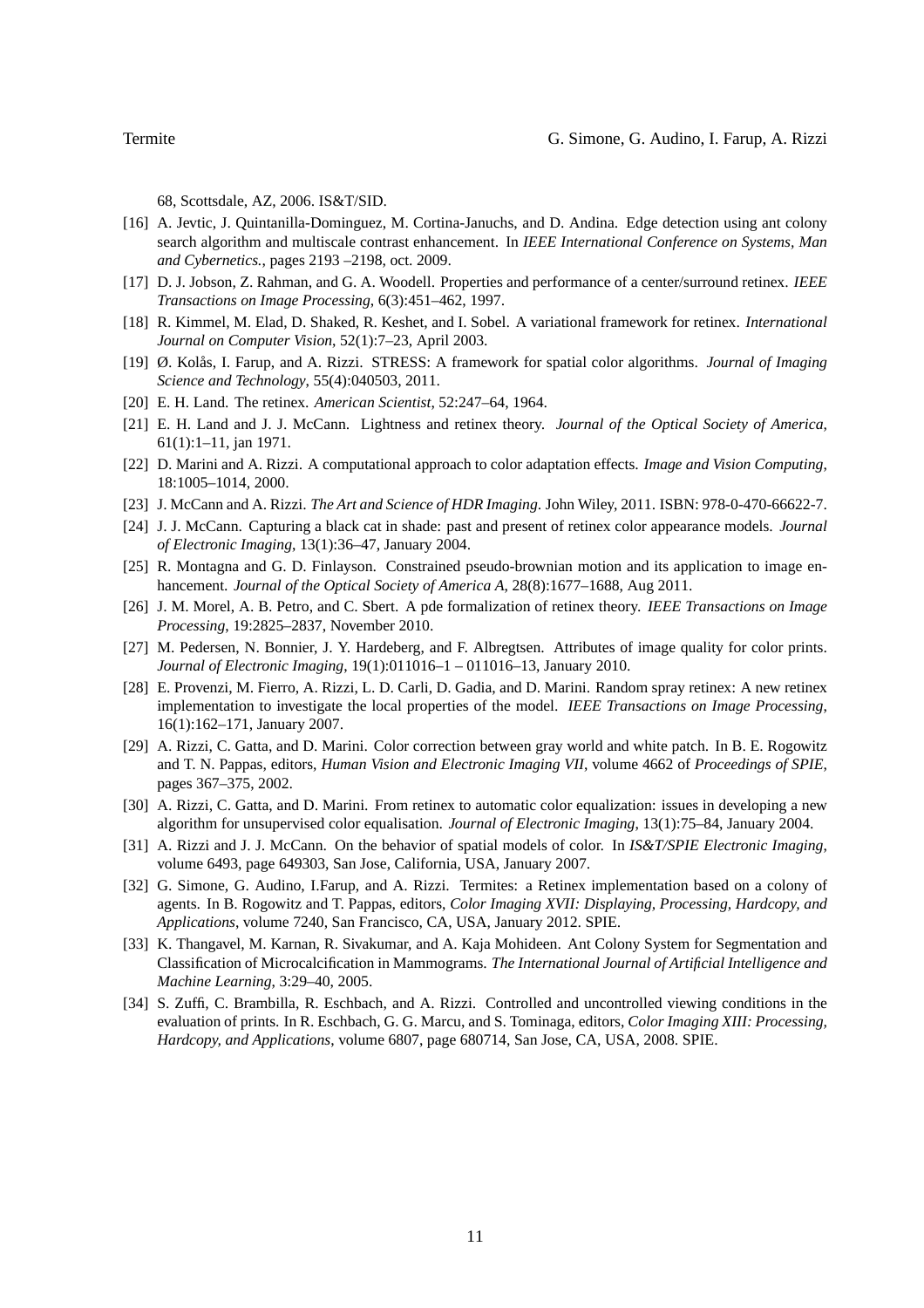68, Scottsdale, AZ, 2006. IS&T/SID.

[16] A. Jevtic, J. Quintanilla-Dominguez, M. Cortina-Januchs, and D. Andina. Edge detection using ant colony search algorithm and multiscale contrast enhancement. In *IEEE International Conference on Systems, Man and Cybernetics.*, pages 2193 –2198, oct. 2009.

[17] D. J. Jobson, Z. Rahman, and G. A. Woodell. Properties and performance of a center/surround retinex. *IEEE Transactions on Image Processing*, 6(3):451–462, 1997.

[18] R. Kimmel, M. Elad, D. Shaked, R. Keshet, and I. Sobel. A variational framework for retinex. *International Journal on Computer Vision*, 52(1):7–23, April 2003.

[19] Ø. Kolås, I. Farup, and A. Rizzi. STRESS: A framework for spatial color algorithms. *Journal of Imaging Science and Technology*, 55(4):040503, 2011.

[20] E. H. Land. The retinex. *American Scientist*, 52:247–64, 1964.

[21] E. H. Land and J. J. McCann. Lightness and retinex theory. *Journal of the Optical Society of America*, 61(1):1–11, jan 1971.

[22] D. Marini and A. Rizzi. A computational approach to color adaptation effects. *Image and Vision Computing*, 18:1005–1014, 2000.

[23] J. McCann and A. Rizzi. *The Art and Science of HDR Imaging*. John Wiley, 2011. ISBN: 978-0-470-66622-7.

[24] J. J. McCann. Capturing a black cat in shade: past and present of retinex color appearance models. *Journal of Electronic Imaging*, 13(1):36–47, January 2004.

[25] R. Montagna and G. D. Finlayson. Constrained pseudo-brownian motion and its application to image enhancement. *Journal of the Optical Society of America A*, 28(8):1677–1688, Aug 2011.

[26] J. M. Morel, A. B. Petro, and C. Sbert. A pde formalization of retinex theory. *IEEE Transactions on Image Processing*, 19:2825–2837, November 2010.

[27] M. Pedersen, N. Bonnier, J. Y. Hardeberg, and F. Albregtsen. Attributes of image quality for color prints. *Journal of Electronic Imaging*, 19(1):011016–1 – 011016–13, January 2010.

[28] E. Provenzi, M. Fierro, A. Rizzi, L. D. Carli, D. Gadia, and D. Marini. Random spray retinex: A new retinex implementation to investigate the local properties of the model. *IEEE Transactions on Image Processing*, 16(1):162–171, January 2007.

[29] A. Rizzi, C. Gatta, and D. Marini. Color correction between gray world and white patch. In B. E. Rogowitz and T. N. Pappas, editors, *Human Vision and Electronic Imaging VII*, volume 4662 of *Proceedings of SPIE*, pages 367–375, 2002.

[30] A. Rizzi, C. Gatta, and D. Marini. From retinex to automatic color equalization: issues in developing a new algorithm for unsupervised color equalisation. *Journal of Electronic Imaging*, 13(1):75–84, January 2004.

[31] A. Rizzi and J. J. McCann. On the behavior of spatial models of color. In *IS&T/SPIE Electronic Imaging*, volume 6493, page 649303, San Jose, California, USA, January 2007.

[32] G. Simone, G. Audino, I.Farup, and A. Rizzi. Termites: a Retinex implementation based on a colony of agents. In B. Rogowitz and T. Pappas, editors, *Color Imaging XVII: Displaying, Processing, Hardcopy, and Applications*, volume 7240, San Francisco, CA, USA, January 2012. SPIE.

[33] K. Thangavel, M. Karnan, R. Sivakumar, and A. Kaja Mohideen. Ant Colony System for Segmentation and Classification of Microcalcification in Mammograms. *The International Journal of Artificial Intelligence and Machine Learning*, 3:29–40, 2005.

[34] S. Zuffi, C. Brambilla, R. Eschbach, and A. Rizzi. Controlled and uncontrolled viewing conditions in the evaluation of prints. In R. Eschbach, G. G. Marcu, and S. Tominaga, editors, *Color Imaging XIII: Processing, Hardcopy, and Applications*, volume 6807, page 680714, San Jose, CA, USA, 2008. SPIE.